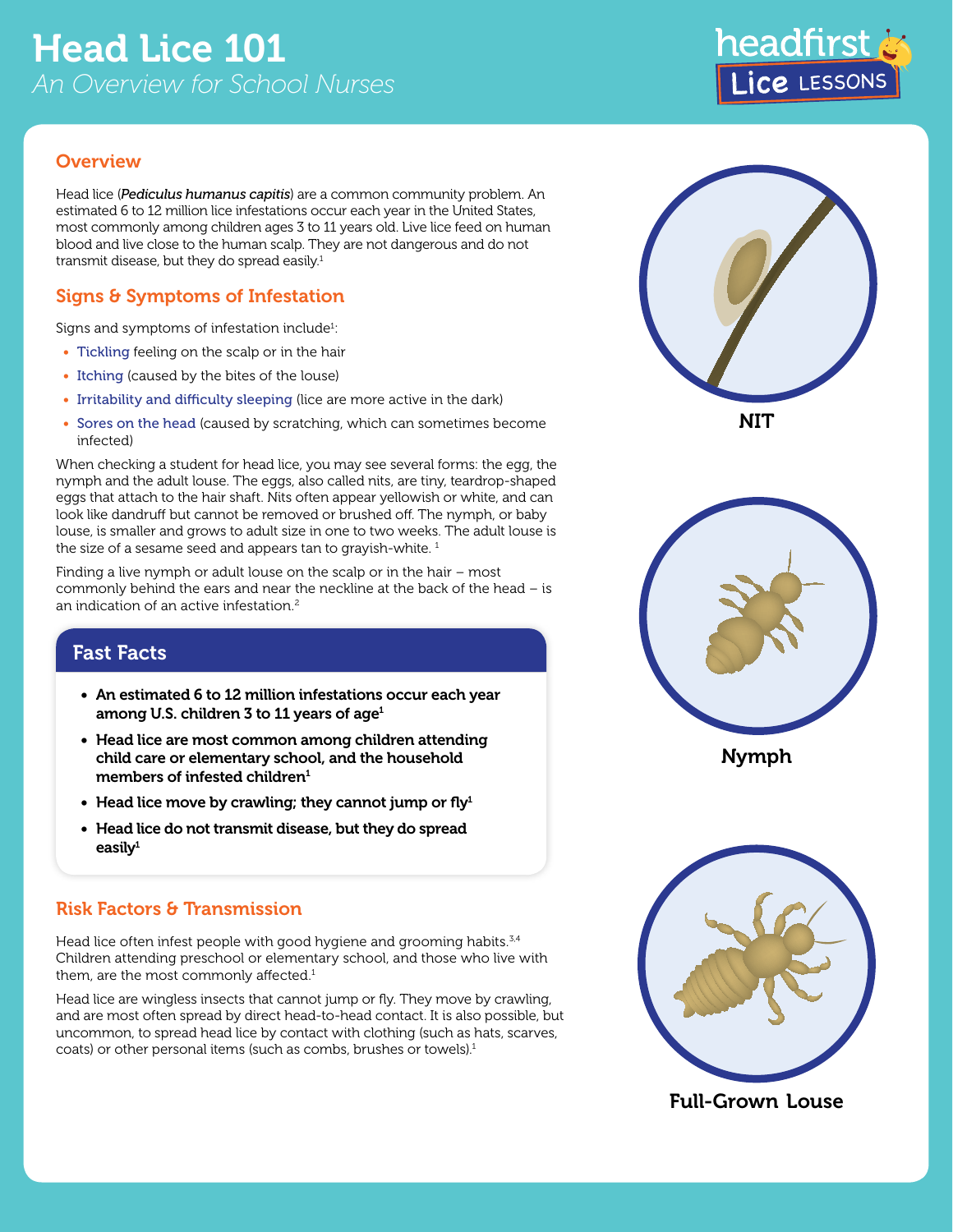# Head Lice 101

*An Overview for School Nurses*

## Overview

Head lice (***Pediculus humanus capitis***) are a common community problem. An estimated 6 to 12 million lice infestations occur each year in the United States, most commonly among children ages 3 to 11 years old. Live lice feed on human blood and live close to the human scalp. They are not dangerous and do not transmit disease, but they do spread easily.[1]

## Signs & Symptoms of Infestation

Signs and symptoms of infestation include[1]:

- Tickling feeling on the scalp or in the hair
- Itching (caused by the bites of the louse)
- Irritability and difficulty sleeping (lice are more active in the dark)
- Sores on the head (caused by scratching, which can sometimes become infected)

When checking a student for head lice, you may see several forms: the egg, the nymph and the adult louse. The eggs, also called nits, are tiny, teardrop-shaped eggs that attach to the hair shaft. Nits often appear yellowish or white, and can look like dandruff but cannot be removed or brushed off. The nymph, or baby louse, is smaller and grows to adult size in one to two weeks. The adult louse is the size of a sesame seed and appears tan to grayish-white. [1]

Finding a live nymph or adult louse on the scalp or in the hair – most commonly behind the ears and near the neckline at the back of the head – is an indication of an active infestation.[2]

NIT

Nymph

Full-Grown Louse

## Fast Facts

- **An estimated 6 to 12 million infestations occur each year among U.S. children 3 to 11 years of age[1]**
- **Head lice are most common among children attending child care or elementary school, and the household members of infested children[1]**
- **Head lice move by crawling; they cannot jump or fly[1]**
- **Head lice do not transmit disease, but they do spread easily[1]**

## Risk Factors & Transmission

Head lice often infest people with good hygiene and grooming habits.[3,4] Children attending preschool or elementary school, and those who live with them, are the most commonly affected.[1]

Head lice are wingless insects that cannot jump or fly. They move by crawling, and are most often spread by direct head-to-head contact. It is also possible, but uncommon, to spread head lice by contact with clothing (such as hats, scarves, coats) or other personal items (such as combs, brushes or towels).[1]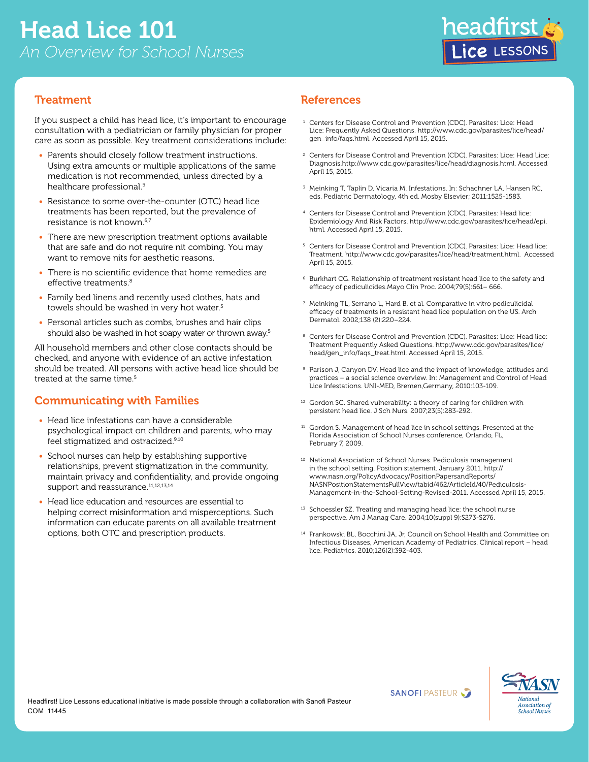# Head Lice 101

*An Overview for School Nurses*

## Treatment

If you suspect a child has head lice, it's important to encourage consultation with a pediatrician or family physician for proper care as soon as possible. Key treatment considerations include:

- Parents should closely follow treatment instructions. Using extra amounts or multiple applications of the same medication is not recommended, unless directed by a healthcare professional.[5]
- Resistance to some over-the-counter (OTC) head lice treatments has been reported, but the prevalence of resistance is not known.[6,7]
- There are new prescription treatment options available that are safe and do not require nit combing. You may want to remove nits for aesthetic reasons.
- There is no scientific evidence that home remedies are effective treatments.[8]
- Family bed linens and recently used clothes, hats and towels should be washed in very hot water.[5]
- Personal articles such as combs, brushes and hair clips should also be washed in hot soapy water or thrown away.[5]

All household members and other close contacts should be checked, and anyone with evidence of an active infestation should be treated. All persons with active head lice should be treated at the same time.[5]

## Communicating with Families

- Head lice infestations can have a considerable psychological impact on children and parents, who may feel stigmatized and ostracized.[9,10]
- School nurses can help by establishing supportive relationships, prevent stigmatization in the community, maintain privacy and confidentiality, and provide ongoing support and reassurance.[11,12,13,14]
- Head lice education and resources are essential to helping correct misinformation and misperceptions. Such information can educate parents on all available treatment options, both OTC and prescription products.

## References

1. Centers for Disease Control and Prevention (CDC). Parasites: Lice: Head Lice: Frequently Asked Questions. http://www.cdc.gov/parasites/lice/head/gen_info/faqs.html. Accessed April 15, 2015.
2. Centers for Disease Control and Prevention (CDC). Parasites: Lice: Head Lice: Diagnosis.http://www.cdc.gov/parasites/lice/head/diagnosis.html. Accessed April 15, 2015.
3. Meinking T, Taplin D, Vicaria M. Infestations. In: Schachner LA, Hansen RC, eds. Pediatric Dermatology, 4th ed. Mosby Elsevier; 2011:1525-1583.
4. Centers for Disease Control and Prevention (CDC). Parasites: Head lice: Epidemiology And Risk Factors. http://www.cdc.gov/parasites/lice/head/epi.html. Accessed April 15, 2015.
5. Centers for Disease Control and Prevention (CDC). Parasites: Lice: Head lice: Treatment. http://www.cdc.gov/parasites/lice/head/treatment.html. Accessed April 15, 2015.
6. Burkhart CG. Relationship of treatment resistant head lice to the safety and efficacy of pediculicides.Mayo Clin Proc. 2004;79(5):661– 666.
7. Meinking TL, Serrano L, Hard B, et al. Comparative in vitro pediculicidal efficacy of treatments in a resistant head lice population on the US. Arch Dermatol. 2002;138 (2):220–224.
8. Centers for Disease Control and Prevention (CDC). Parasites: Lice: Head lice: Treatment Frequently Asked Questions. http://www.cdc.gov/parasites/lice/head/gen_info/faqs_treat.html. Accessed April 15, 2015.
9. Parison J, Canyon DV. Head lice and the impact of knowledge, attitudes and practices – a social science overview. In: Management and Control of Head Lice Infestations. UNI-MED, Bremen,Germany, 2010:103-109.
10. Gordon SC. Shared vulnerability: a theory of caring for children with persistent head lice. J Sch Nurs. 2007;23(5):283-292.
11. Gordon S. Management of head lice in school settings. Presented at the Florida Association of School Nurses conference, Orlando, FL, February 7, 2009.
12. National Association of School Nurses. Pediculosis management in the school setting. Position statement. January 2011. http://www.nasn.org/PolicyAdvocacy/PositionPapersandReports/NASNPositionStatementsFullView/tabid/462/ArticleId/40/Pediculosis-Management-in-the-School-Setting-Revised-2011. Accessed April 15, 2015.
13. Schoessler SZ. Treating and managing head lice: the school nurse perspective. Am J Manag Care. 2004;10(suppl 9):S273-S276.
14. Frankowski BL, Bocchini JA, Jr, Council on School Health and Committee on Infectious Diseases, American Academy of Pediatrics. Clinical report – head lice. Pediatrics. 2010;126(2):392-403.

Headfirst! Lice Lessons educational initiative is made possible through a collaboration with Sanofi Pasteur
COM 11445